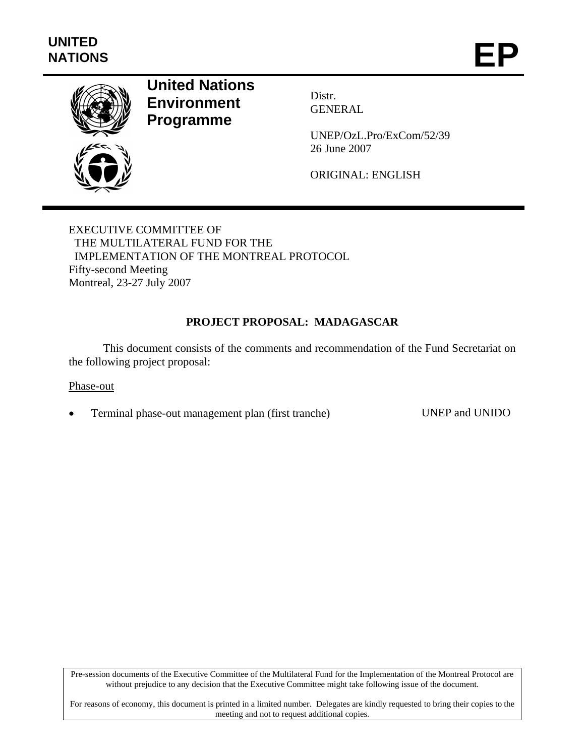UNITED NATIONS

# EP

**United Nations Environment Programme**

Distr.
GENERAL

UNEP/OzL.Pro/ExCom/52/39
26 June 2007

ORIGINAL: ENGLISH

EXECUTIVE COMMITTEE OF
THE MULTILATERAL FUND FOR THE
IMPLEMENTATION OF THE MONTREAL PROTOCOL
Fifty-second Meeting
Montreal, 23-27 July 2007

## PROJECT PROPOSAL: MADAGASCAR

This document consists of the comments and recommendation of the Fund Secretariat on the following project proposal:

Phase-out

- Terminal phase-out management plan (first tranche) UNEP and UNIDO

Pre-session documents of the Executive Committee of the Multilateral Fund for the Implementation of the Montreal Protocol are without prejudice to any decision that the Executive Committee might take following issue of the document.

For reasons of economy, this document is printed in a limited number. Delegates are kindly requested to bring their copies to the meeting and not to request additional copies.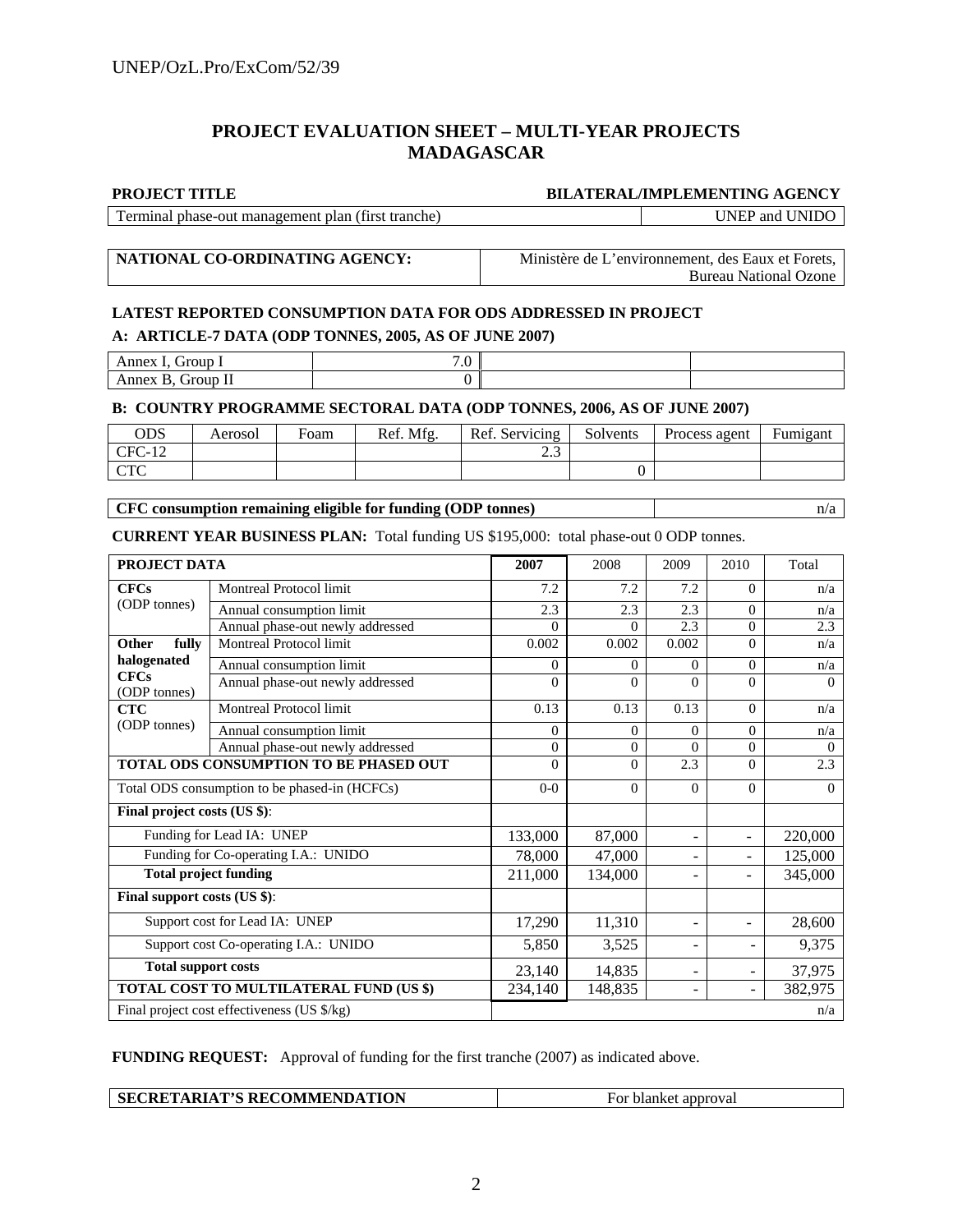UNEP/OzL.Pro/ExCom/52/39

## PROJECT EVALUATION SHEET – MULTI-YEAR PROJECTS MADAGASCAR

| PROJECT TITLE | BILATERAL/IMPLEMENTING AGENCY |
|---|---|
| Terminal phase-out management plan (first tranche) | UNEP and UNIDO |

| NATIONAL CO-ORDINATING AGENCY: | Ministère de L'environnement, des Eaux et Forets, Bureau National Ozone |
|---|---|

**LATEST REPORTED CONSUMPTION DATA FOR ODS ADDRESSED IN PROJECT**

**A: ARTICLE-7 DATA (ODP TONNES, 2005, AS OF JUNE 2007)**

| | | | |
|---|---|---|---|
| Annex I, Group I | 7.0 | | |
| Annex B, Group II | 0 | | |

**B: COUNTRY PROGRAMME SECTORAL DATA (ODP TONNES, 2006, AS OF JUNE 2007)**

| ODS | Aerosol | Foam | Ref. Mfg. | Ref. Servicing | Solvents | Process agent | Fumigant |
|---|---|---|---|---|---|---|---|
| CFC-12 | | | | 2.3 | | | |
| CTC | | | | | 0 | | |

| CFC consumption remaining eligible for funding (ODP tonnes) | n/a |
|---|---|

**CURRENT YEAR BUSINESS PLAN:** Total funding US $195,000: total phase-out 0 ODP tonnes.

| PROJECT DATA | | 2007 | 2008 | 2009 | 2010 | Total |
|---|---|---|---|---|---|---|
| **CFCs** (ODP tonnes) | Montreal Protocol limit | 7.2 | 7.2 | 7.2 | 0 | n/a |
| | Annual consumption limit | 2.3 | 2.3 | 2.3 | 0 | n/a |
| | Annual phase-out newly addressed | 0 | 0 | 2.3 | 0 | 2.3 |
| **Other fully halogenated CFCs** (ODP tonnes) | Montreal Protocol limit | 0.002 | 0.002 | 0.002 | 0 | n/a |
| | Annual consumption limit | 0 | 0 | 0 | 0 | n/a |
| | Annual phase-out newly addressed | 0 | 0 | 0 | 0 | 0 |
| **CTC** (ODP tonnes) | Montreal Protocol limit | 0.13 | 0.13 | 0.13 | 0 | n/a |
| | Annual consumption limit | 0 | 0 | 0 | 0 | n/a |
| | Annual phase-out newly addressed | 0 | 0 | 0 | 0 | 0 |
| **TOTAL ODS CONSUMPTION TO BE PHASED OUT** | | 0 | 0 | 2.3 | 0 | 2.3 |
| Total ODS consumption to be phased-in (HCFCs) | | 0-0 | 0 | 0 | 0 | 0 |
| **Final project costs (US $)**: | | | | | | |
| Funding for Lead IA: UNEP | | 133,000 | 87,000 | - | - | 220,000 |
| Funding for Co-operating I.A.: UNIDO | | 78,000 | 47,000 | - | - | 125,000 |
| **Total project funding** | | 211,000 | 134,000 | - | - | 345,000 |
| **Final support costs (US $)**: | | | | | | |
| Support cost for Lead IA: UNEP | | 17,290 | 11,310 | - | - | 28,600 |
| Support cost Co-operating I.A.: UNIDO | | 5,850 | 3,525 | - | - | 9,375 |
| **Total support costs** | | 23,140 | 14,835 | - | - | 37,975 |
| **TOTAL COST TO MULTILATERAL FUND (US $)** | | 234,140 | 148,835 | - | - | 382,975 |
| Final project cost effectiveness (US $/kg) | | | | | | n/a |

**FUNDING REQUEST:** Approval of funding for the first tranche (2007) as indicated above.

| SECRETARIAT'S RECOMMENDATION | For blanket approval |
|---|---|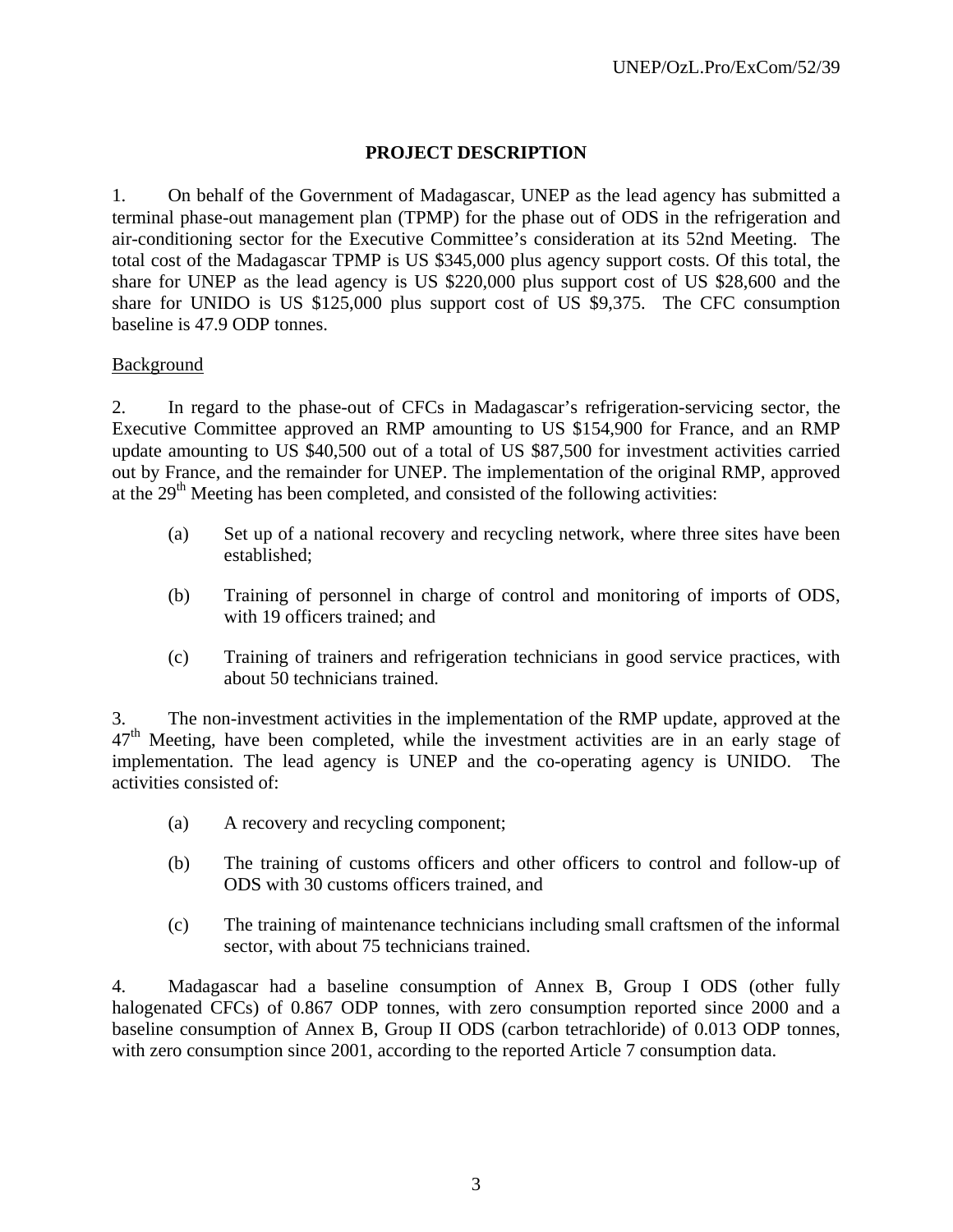## PROJECT DESCRIPTION

1. On behalf of the Government of Madagascar, UNEP as the lead agency has submitted a terminal phase-out management plan (TPMP) for the phase out of ODS in the refrigeration and air-conditioning sector for the Executive Committee's consideration at its 52nd Meeting. The total cost of the Madagascar TPMP is US $345,000 plus agency support costs. Of this total, the share for UNEP as the lead agency is US $220,000 plus support cost of US $28,600 and the share for UNIDO is US $125,000 plus support cost of US $9,375. The CFC consumption baseline is 47.9 ODP tonnes.

Background

2. In regard to the phase-out of CFCs in Madagascar's refrigeration-servicing sector, the Executive Committee approved an RMP amounting to US $154,900 for France, and an RMP update amounting to US $40,500 out of a total of US $87,500 for investment activities carried out by France, and the remainder for UNEP. The implementation of the original RMP, approved at the 29th Meeting has been completed, and consisted of the following activities:

(a) Set up of a national recovery and recycling network, where three sites have been established;

(b) Training of personnel in charge of control and monitoring of imports of ODS, with 19 officers trained; and

(c) Training of trainers and refrigeration technicians in good service practices, with about 50 technicians trained.

3. The non-investment activities in the implementation of the RMP update, approved at the 47th Meeting, have been completed, while the investment activities are in an early stage of implementation. The lead agency is UNEP and the co-operating agency is UNIDO. The activities consisted of:

(a) A recovery and recycling component;

(b) The training of customs officers and other officers to control and follow-up of ODS with 30 customs officers trained, and

(c) The training of maintenance technicians including small craftsmen of the informal sector, with about 75 technicians trained.

4. Madagascar had a baseline consumption of Annex B, Group I ODS (other fully halogenated CFCs) of 0.867 ODP tonnes, with zero consumption reported since 2000 and a baseline consumption of Annex B, Group II ODS (carbon tetrachloride) of 0.013 ODP tonnes, with zero consumption since 2001, according to the reported Article 7 consumption data.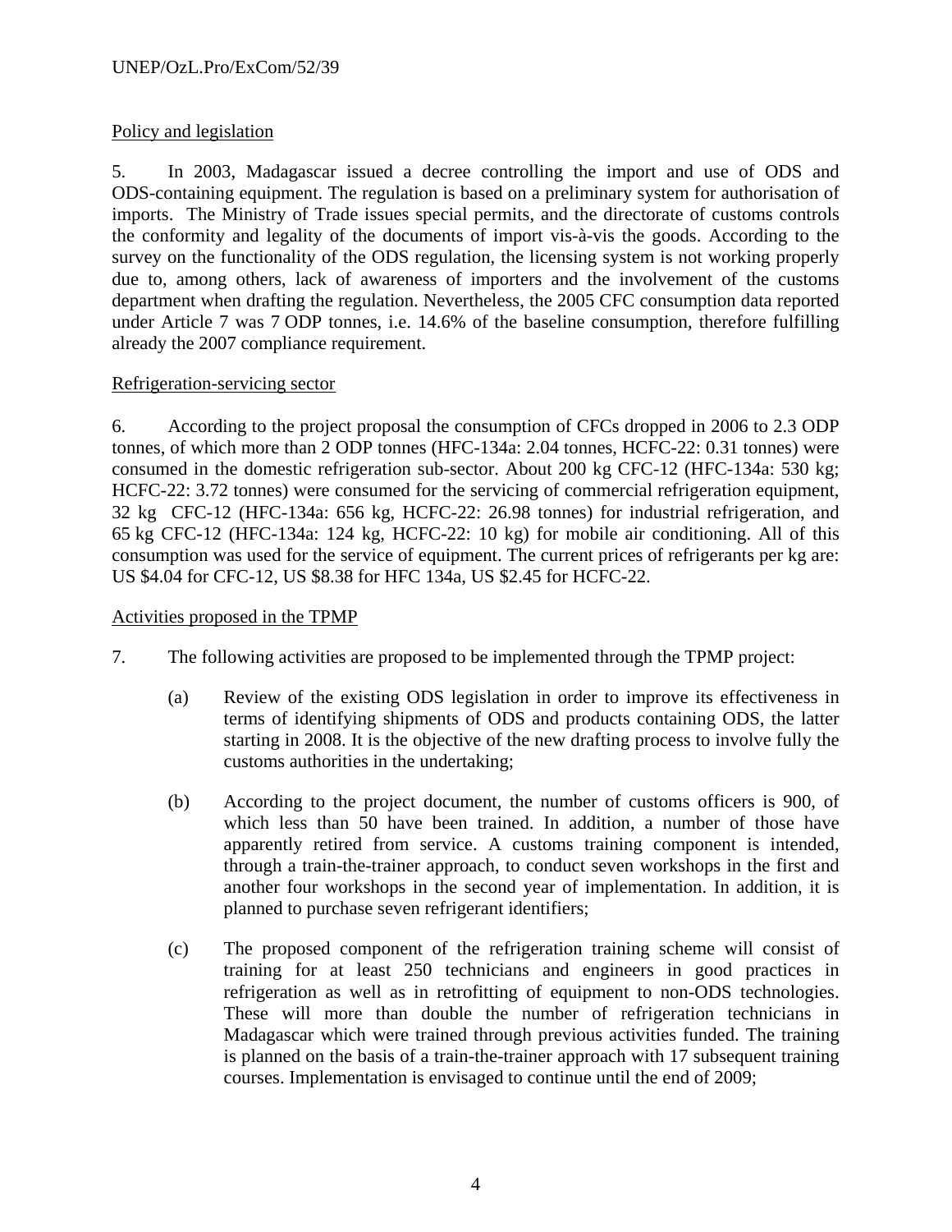Policy and legislation

5. In 2003, Madagascar issued a decree controlling the import and use of ODS and ODS-containing equipment. The regulation is based on a preliminary system for authorisation of imports. The Ministry of Trade issues special permits, and the directorate of customs controls the conformity and legality of the documents of import vis-à-vis the goods. According to the survey on the functionality of the ODS regulation, the licensing system is not working properly due to, among others, lack of awareness of importers and the involvement of the customs department when drafting the regulation. Nevertheless, the 2005 CFC consumption data reported under Article 7 was 7 ODP tonnes, i.e. 14.6% of the baseline consumption, therefore fulfilling already the 2007 compliance requirement.

Refrigeration-servicing sector

6. According to the project proposal the consumption of CFCs dropped in 2006 to 2.3 ODP tonnes, of which more than 2 ODP tonnes (HFC-134a: 2.04 tonnes, HCFC-22: 0.31 tonnes) were consumed in the domestic refrigeration sub-sector. About 200 kg CFC-12 (HFC-134a: 530 kg; HCFC-22: 3.72 tonnes) were consumed for the servicing of commercial refrigeration equipment, 32 kg CFC-12 (HFC-134a: 656 kg, HCFC-22: 26.98 tonnes) for industrial refrigeration, and 65 kg CFC-12 (HFC-134a: 124 kg, HCFC-22: 10 kg) for mobile air conditioning. All of this consumption was used for the service of equipment. The current prices of refrigerants per kg are: US $4.04 for CFC-12, US $8.38 for HFC 134a, US $2.45 for HCFC-22.

Activities proposed in the TPMP

7. The following activities are proposed to be implemented through the TPMP project:

(a) Review of the existing ODS legislation in order to improve its effectiveness in terms of identifying shipments of ODS and products containing ODS, the latter starting in 2008. It is the objective of the new drafting process to involve fully the customs authorities in the undertaking;

(b) According to the project document, the number of customs officers is 900, of which less than 50 have been trained. In addition, a number of those have apparently retired from service. A customs training component is intended, through a train-the-trainer approach, to conduct seven workshops in the first and another four workshops in the second year of implementation. In addition, it is planned to purchase seven refrigerant identifiers;

(c) The proposed component of the refrigeration training scheme will consist of training for at least 250 technicians and engineers in good practices in refrigeration as well as in retrofitting of equipment to non-ODS technologies. These will more than double the number of refrigeration technicians in Madagascar which were trained through previous activities funded. The training is planned on the basis of a train-the-trainer approach with 17 subsequent training courses. Implementation is envisaged to continue until the end of 2009;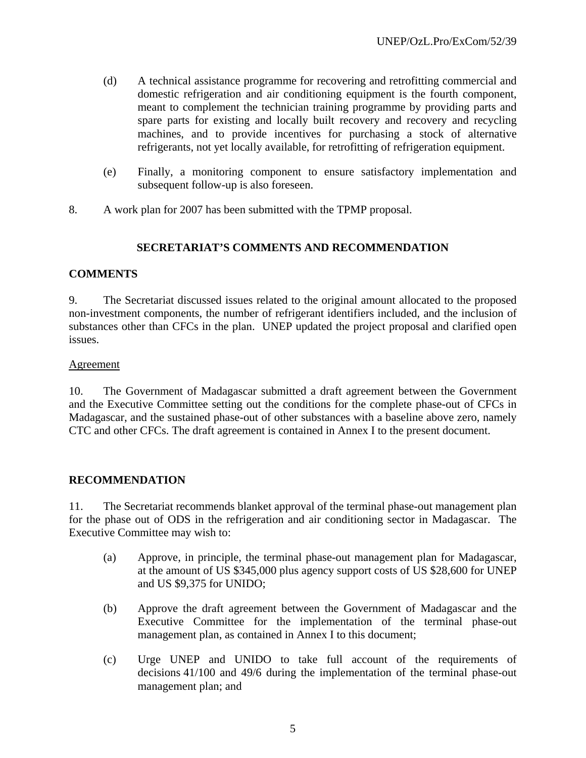(d) A technical assistance programme for recovering and retrofitting commercial and domestic refrigeration and air conditioning equipment is the fourth component, meant to complement the technician training programme by providing parts and spare parts for existing and locally built recovery and recovery and recycling machines, and to provide incentives for purchasing a stock of alternative refrigerants, not yet locally available, for retrofitting of refrigeration equipment.

(e) Finally, a monitoring component to ensure satisfactory implementation and subsequent follow-up is also foreseen.

8. A work plan for 2007 has been submitted with the TPMP proposal.

## SECRETARIAT'S COMMENTS AND RECOMMENDATION

### COMMENTS

9. The Secretariat discussed issues related to the original amount allocated to the proposed non-investment components, the number of refrigerant identifiers included, and the inclusion of substances other than CFCs in the plan. UNEP updated the project proposal and clarified open issues.

Agreement

10. The Government of Madagascar submitted a draft agreement between the Government and the Executive Committee setting out the conditions for the complete phase-out of CFCs in Madagascar, and the sustained phase-out of other substances with a baseline above zero, namely CTC and other CFCs. The draft agreement is contained in Annex I to the present document.

### RECOMMENDATION

11. The Secretariat recommends blanket approval of the terminal phase-out management plan for the phase out of ODS in the refrigeration and air conditioning sector in Madagascar. The Executive Committee may wish to:

(a) Approve, in principle, the terminal phase-out management plan for Madagascar, at the amount of US $345,000 plus agency support costs of US $28,600 for UNEP and US $9,375 for UNIDO;

(b) Approve the draft agreement between the Government of Madagascar and the Executive Committee for the implementation of the terminal phase-out management plan, as contained in Annex I to this document;

(c) Urge UNEP and UNIDO to take full account of the requirements of decisions 41/100 and 49/6 during the implementation of the terminal phase-out management plan; and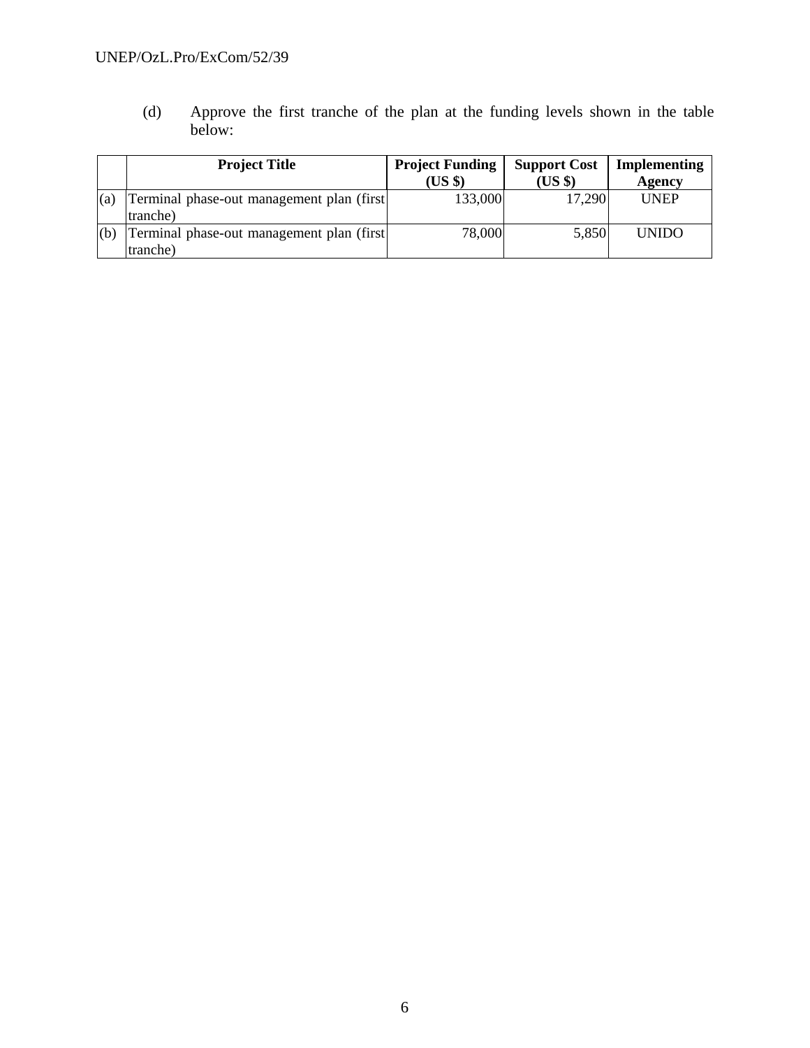(d) Approve the first tranche of the plan at the funding levels shown in the table below:

| | Project Title | Project Funding (US $) | Support Cost (US $) | Implementing Agency |
|---|---|---|---|---|
| (a) | Terminal phase-out management plan (first tranche) | 133,000 | 17,290 | UNEP |
| (b) | Terminal phase-out management plan (first tranche) | 78,000 | 5,850 | UNIDO |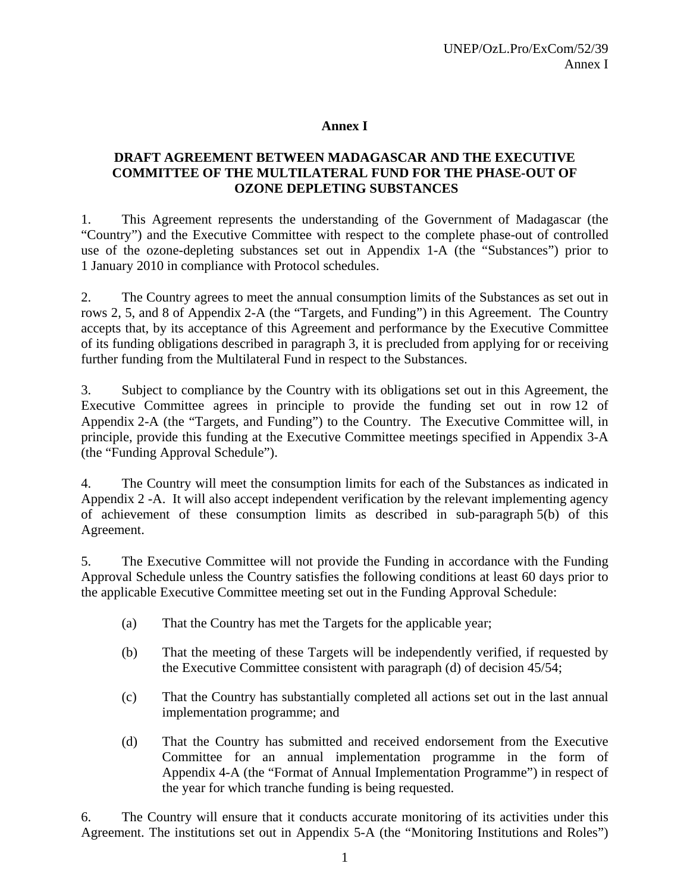# Annex I

## DRAFT AGREEMENT BETWEEN MADAGASCAR AND THE EXECUTIVE COMMITTEE OF THE MULTILATERAL FUND FOR THE PHASE-OUT OF OZONE DEPLETING SUBSTANCES

1. This Agreement represents the understanding of the Government of Madagascar (the "Country") and the Executive Committee with respect to the complete phase-out of controlled use of the ozone-depleting substances set out in Appendix 1-A (the "Substances") prior to 1 January 2010 in compliance with Protocol schedules.

2. The Country agrees to meet the annual consumption limits of the Substances as set out in rows 2, 5, and 8 of Appendix 2-A (the "Targets, and Funding") in this Agreement. The Country accepts that, by its acceptance of this Agreement and performance by the Executive Committee of its funding obligations described in paragraph 3, it is precluded from applying for or receiving further funding from the Multilateral Fund in respect to the Substances.

3. Subject to compliance by the Country with its obligations set out in this Agreement, the Executive Committee agrees in principle to provide the funding set out in row 12 of Appendix 2-A (the "Targets, and Funding") to the Country. The Executive Committee will, in principle, provide this funding at the Executive Committee meetings specified in Appendix 3-A (the "Funding Approval Schedule").

4. The Country will meet the consumption limits for each of the Substances as indicated in Appendix 2 -A. It will also accept independent verification by the relevant implementing agency of achievement of these consumption limits as described in sub-paragraph 5(b) of this Agreement.

5. The Executive Committee will not provide the Funding in accordance with the Funding Approval Schedule unless the Country satisfies the following conditions at least 60 days prior to the applicable Executive Committee meeting set out in the Funding Approval Schedule:

   (a) That the Country has met the Targets for the applicable year;

   (b) That the meeting of these Targets will be independently verified, if requested by the Executive Committee consistent with paragraph (d) of decision 45/54;

   (c) That the Country has substantially completed all actions set out in the last annual implementation programme; and

   (d) That the Country has submitted and received endorsement from the Executive Committee for an annual implementation programme in the form of Appendix 4-A (the "Format of Annual Implementation Programme") in respect of the year for which tranche funding is being requested.

6. The Country will ensure that it conducts accurate monitoring of its activities under this Agreement. The institutions set out in Appendix 5-A (the "Monitoring Institutions and Roles")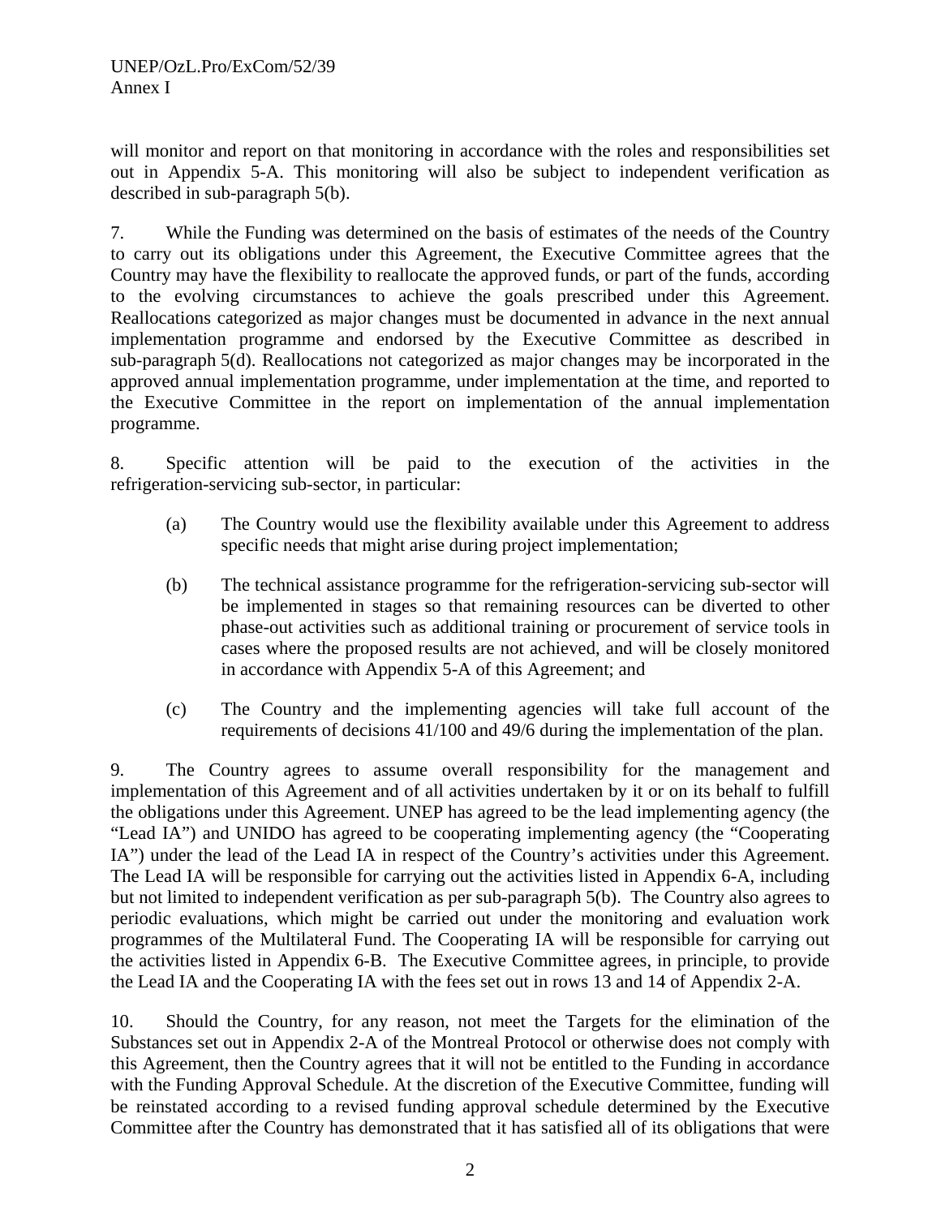will monitor and report on that monitoring in accordance with the roles and responsibilities set out in Appendix 5-A. This monitoring will also be subject to independent verification as described in sub-paragraph 5(b).

7. While the Funding was determined on the basis of estimates of the needs of the Country to carry out its obligations under this Agreement, the Executive Committee agrees that the Country may have the flexibility to reallocate the approved funds, or part of the funds, according to the evolving circumstances to achieve the goals prescribed under this Agreement. Reallocations categorized as major changes must be documented in advance in the next annual implementation programme and endorsed by the Executive Committee as described in sub-paragraph 5(d). Reallocations not categorized as major changes may be incorporated in the approved annual implementation programme, under implementation at the time, and reported to the Executive Committee in the report on implementation of the annual implementation programme.

8. Specific attention will be paid to the execution of the activities in the refrigeration-servicing sub-sector, in particular:

(a) The Country would use the flexibility available under this Agreement to address specific needs that might arise during project implementation;

(b) The technical assistance programme for the refrigeration-servicing sub-sector will be implemented in stages so that remaining resources can be diverted to other phase-out activities such as additional training or procurement of service tools in cases where the proposed results are not achieved, and will be closely monitored in accordance with Appendix 5-A of this Agreement; and

(c) The Country and the implementing agencies will take full account of the requirements of decisions 41/100 and 49/6 during the implementation of the plan.

9. The Country agrees to assume overall responsibility for the management and implementation of this Agreement and of all activities undertaken by it or on its behalf to fulfill the obligations under this Agreement. UNEP has agreed to be the lead implementing agency (the "Lead IA") and UNIDO has agreed to be cooperating implementing agency (the "Cooperating IA") under the lead of the Lead IA in respect of the Country's activities under this Agreement. The Lead IA will be responsible for carrying out the activities listed in Appendix 6-A, including but not limited to independent verification as per sub-paragraph 5(b). The Country also agrees to periodic evaluations, which might be carried out under the monitoring and evaluation work programmes of the Multilateral Fund. The Cooperating IA will be responsible for carrying out the activities listed in Appendix 6-B. The Executive Committee agrees, in principle, to provide the Lead IA and the Cooperating IA with the fees set out in rows 13 and 14 of Appendix 2-A.

10. Should the Country, for any reason, not meet the Targets for the elimination of the Substances set out in Appendix 2-A of the Montreal Protocol or otherwise does not comply with this Agreement, then the Country agrees that it will not be entitled to the Funding in accordance with the Funding Approval Schedule. At the discretion of the Executive Committee, funding will be reinstated according to a revised funding approval schedule determined by the Executive Committee after the Country has demonstrated that it has satisfied all of its obligations that were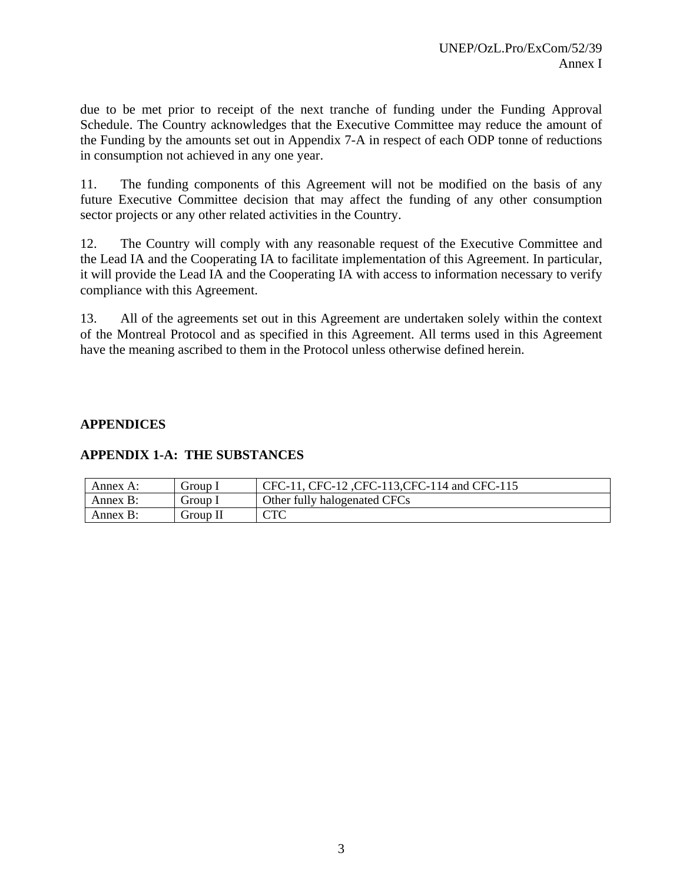due to be met prior to receipt of the next tranche of funding under the Funding Approval Schedule. The Country acknowledges that the Executive Committee may reduce the amount of the Funding by the amounts set out in Appendix 7-A in respect of each ODP tonne of reductions in consumption not achieved in any one year.

11. The funding components of this Agreement will not be modified on the basis of any future Executive Committee decision that may affect the funding of any other consumption sector projects or any other related activities in the Country.

12. The Country will comply with any reasonable request of the Executive Committee and the Lead IA and the Cooperating IA to facilitate implementation of this Agreement. In particular, it will provide the Lead IA and the Cooperating IA with access to information necessary to verify compliance with this Agreement.

13. All of the agreements set out in this Agreement are undertaken solely within the context of the Montreal Protocol and as specified in this Agreement. All terms used in this Agreement have the meaning ascribed to them in the Protocol unless otherwise defined herein.

**APPENDICES**

**APPENDIX 1-A: THE SUBSTANCES**

| | | |
|---|---|---|
| Annex A: | Group I | CFC-11, CFC-12 ,CFC-113,CFC-114 and CFC-115 |
| Annex B: | Group I | Other fully halogenated CFCs |
| Annex B: | Group II | CTC |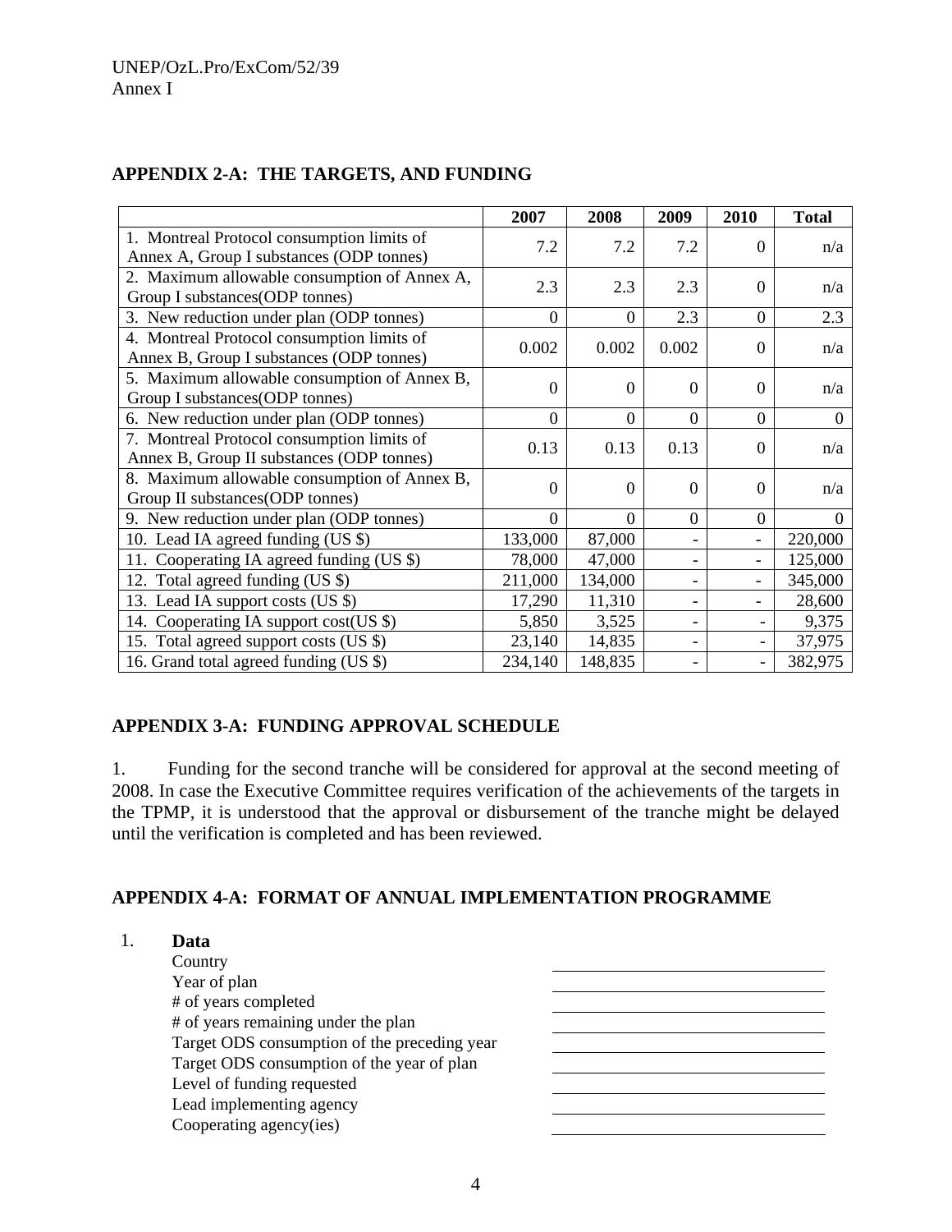## APPENDIX 2-A: THE TARGETS, AND FUNDING

| | 2007 | 2008 | 2009 | 2010 | Total |
|---|---|---|---|---|---|
| 1. Montreal Protocol consumption limits of Annex A, Group I substances (ODP tonnes) | 7.2 | 7.2 | 7.2 | 0 | n/a |
| 2. Maximum allowable consumption of Annex A, Group I substances(ODP tonnes) | 2.3 | 2.3 | 2.3 | 0 | n/a |
| 3. New reduction under plan (ODP tonnes) | 0 | 0 | 2.3 | 0 | 2.3 |
| 4. Montreal Protocol consumption limits of Annex B, Group I substances (ODP tonnes) | 0.002 | 0.002 | 0.002 | 0 | n/a |
| 5. Maximum allowable consumption of Annex B, Group I substances(ODP tonnes) | 0 | 0 | 0 | 0 | n/a |
| 6. New reduction under plan (ODP tonnes) | 0 | 0 | 0 | 0 | 0 |
| 7. Montreal Protocol consumption limits of Annex B, Group II substances (ODP tonnes) | 0.13 | 0.13 | 0.13 | 0 | n/a |
| 8. Maximum allowable consumption of Annex B, Group II substances(ODP tonnes) | 0 | 0 | 0 | 0 | n/a |
| 9. New reduction under plan (ODP tonnes) | 0 | 0 | 0 | 0 | 0 |
| 10. Lead IA agreed funding (US $) | 133,000 | 87,000 | - | - | 220,000 |
| 11. Cooperating IA agreed funding (US $) | 78,000 | 47,000 | - | - | 125,000 |
| 12. Total agreed funding (US $) | 211,000 | 134,000 | - | - | 345,000 |
| 13. Lead IA support costs (US $) | 17,290 | 11,310 | - | - | 28,600 |
| 14. Cooperating IA support cost(US $) | 5,850 | 3,525 | - | - | 9,375 |
| 15. Total agreed support costs (US $) | 23,140 | 14,835 | - | - | 37,975 |
| 16. Grand total agreed funding (US $) | 234,140 | 148,835 | - | - | 382,975 |

## APPENDIX 3-A: FUNDING APPROVAL SCHEDULE

1. Funding for the second tranche will be considered for approval at the second meeting of 2008. In case the Executive Committee requires verification of the achievements of the targets in the TPMP, it is understood that the approval or disbursement of the tranche might be delayed until the verification is completed and has been reviewed.

## APPENDIX 4-A: FORMAT OF ANNUAL IMPLEMENTATION PROGRAMME

1. **Data**

| | |
|---|---|
| Country | |
| Year of plan | |
| # of years completed | |
| # of years remaining under the plan | |
| Target ODS consumption of the preceding year | |
| Target ODS consumption of the year of plan | |
| Level of funding requested | |
| Lead implementing agency | |
| Cooperating agency(ies) | |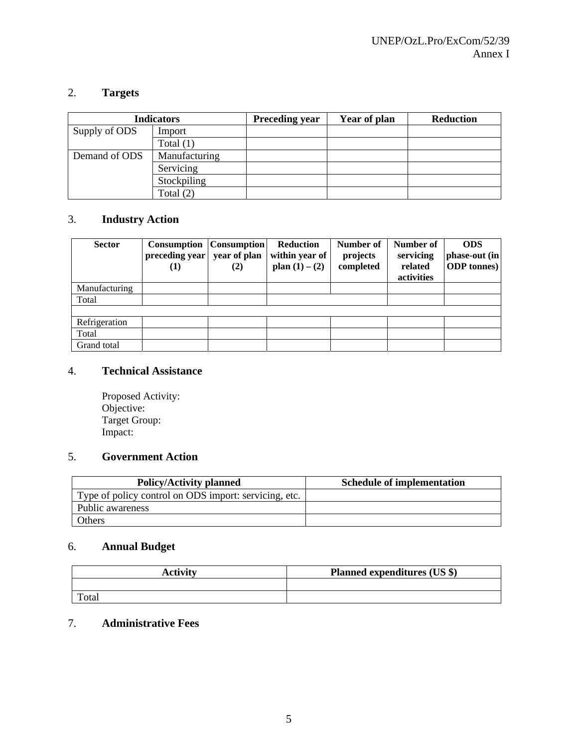## 2. Targets

| Indicators | | Preceding year | Year of plan | Reduction |
|---|---|---|---|---|
| Supply of ODS | Import | | | |
| | Total (1) | | | |
| Demand of ODS | Manufacturing | | | |
| | Servicing | | | |
| | Stockpiling | | | |
| | Total (2) | | | |

## 3. Industry Action

| Sector | Consumption preceding year (1) | Consumption year of plan (2) | Reduction within year of plan (1) – (2) | Number of projects completed | Number of servicing related activities | ODS phase-out (in ODP tonnes) |
|---|---|---|---|---|---|---|
| Manufacturing | | | | | | |
| Total | | | | | | |
| | | | | | | |
| Refrigeration | | | | | | |
| Total | | | | | | |
| Grand total | | | | | | |

## 4. Technical Assistance

Proposed Activity:
Objective:
Target Group:
Impact:

## 5. Government Action

| Policy/Activity planned | Schedule of implementation |
|---|---|
| Type of policy control on ODS import: servicing, etc. | |
| Public awareness | |
| Others | |

## 6. Annual Budget

| Activity | Planned expenditures (US $) |
|---|---|
| | |
| Total | |

## 7. Administrative Fees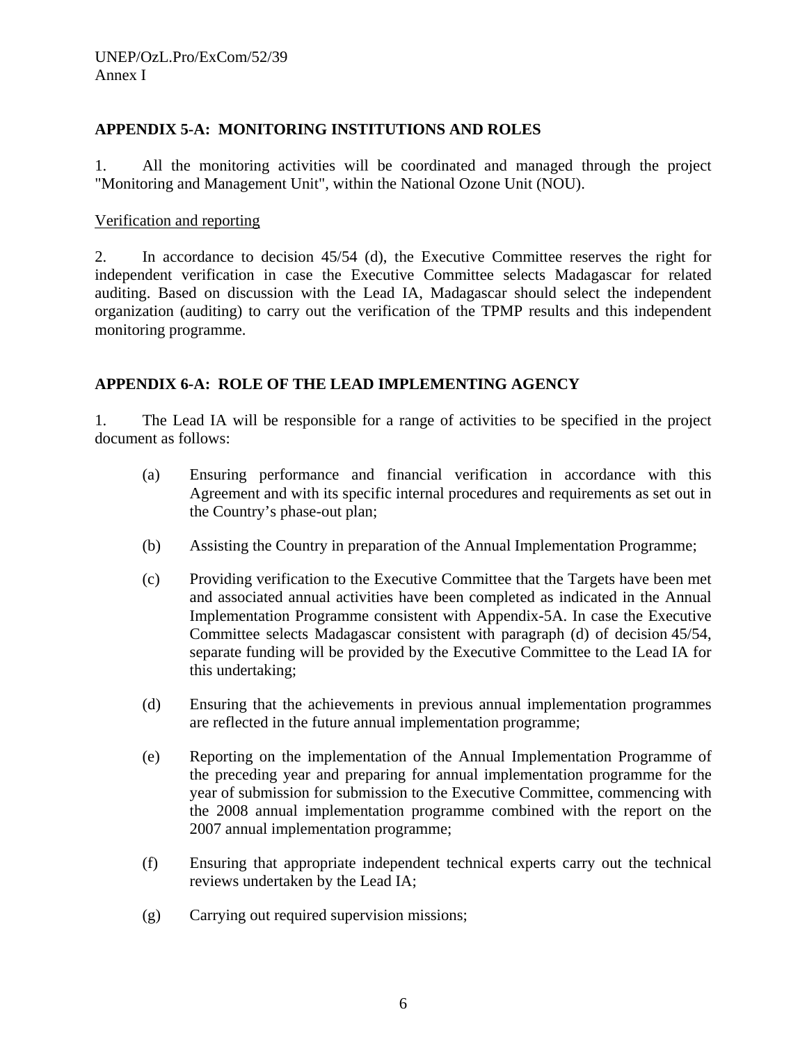## APPENDIX 5-A: MONITORING INSTITUTIONS AND ROLES

1. All the monitoring activities will be coordinated and managed through the project "Monitoring and Management Unit", within the National Ozone Unit (NOU).

<u>Verification and reporting</u>

2. In accordance to decision 45/54 (d), the Executive Committee reserves the right for independent verification in case the Executive Committee selects Madagascar for related auditing. Based on discussion with the Lead IA, Madagascar should select the independent organization (auditing) to carry out the verification of the TPMP results and this independent monitoring programme.

## APPENDIX 6-A: ROLE OF THE LEAD IMPLEMENTING AGENCY

1. The Lead IA will be responsible for a range of activities to be specified in the project document as follows:

(a) Ensuring performance and financial verification in accordance with this Agreement and with its specific internal procedures and requirements as set out in the Country's phase-out plan;

(b) Assisting the Country in preparation of the Annual Implementation Programme;

(c) Providing verification to the Executive Committee that the Targets have been met and associated annual activities have been completed as indicated in the Annual Implementation Programme consistent with Appendix-5A. In case the Executive Committee selects Madagascar consistent with paragraph (d) of decision 45/54, separate funding will be provided by the Executive Committee to the Lead IA for this undertaking;

(d) Ensuring that the achievements in previous annual implementation programmes are reflected in the future annual implementation programme;

(e) Reporting on the implementation of the Annual Implementation Programme of the preceding year and preparing for annual implementation programme for the year of submission for submission to the Executive Committee, commencing with the 2008 annual implementation programme combined with the report on the 2007 annual implementation programme;

(f) Ensuring that appropriate independent technical experts carry out the technical reviews undertaken by the Lead IA;

(g) Carrying out required supervision missions;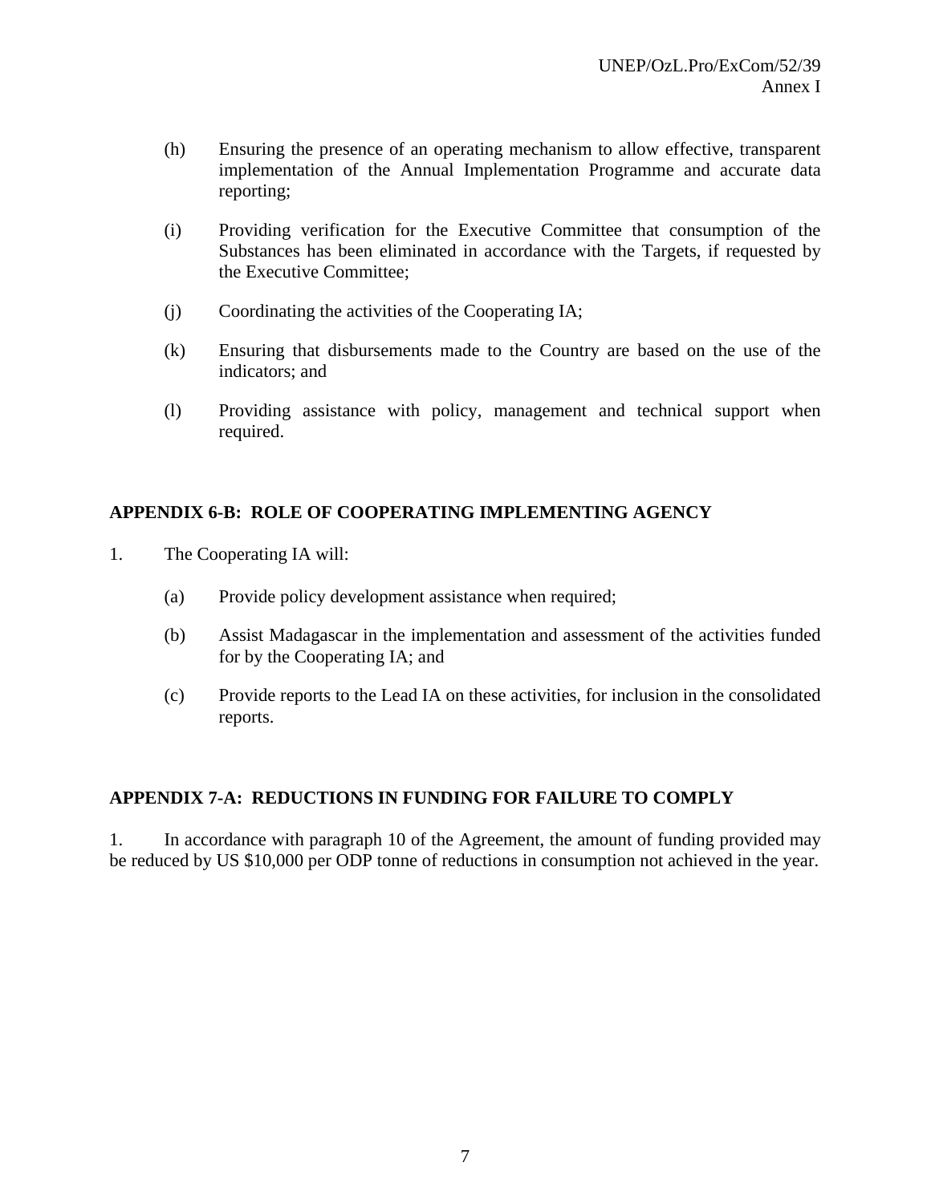(h) Ensuring the presence of an operating mechanism to allow effective, transparent implementation of the Annual Implementation Programme and accurate data reporting;

(i) Providing verification for the Executive Committee that consumption of the Substances has been eliminated in accordance with the Targets, if requested by the Executive Committee;

(j) Coordinating the activities of the Cooperating IA;

(k) Ensuring that disbursements made to the Country are based on the use of the indicators; and

(l) Providing assistance with policy, management and technical support when required.

## APPENDIX 6-B: ROLE OF COOPERATING IMPLEMENTING AGENCY

1. The Cooperating IA will:

   (a) Provide policy development assistance when required;

   (b) Assist Madagascar in the implementation and assessment of the activities funded for by the Cooperating IA; and

   (c) Provide reports to the Lead IA on these activities, for inclusion in the consolidated reports.

## APPENDIX 7-A: REDUCTIONS IN FUNDING FOR FAILURE TO COMPLY

1. In accordance with paragraph 10 of the Agreement, the amount of funding provided may be reduced by US $10,000 per ODP tonne of reductions in consumption not achieved in the year.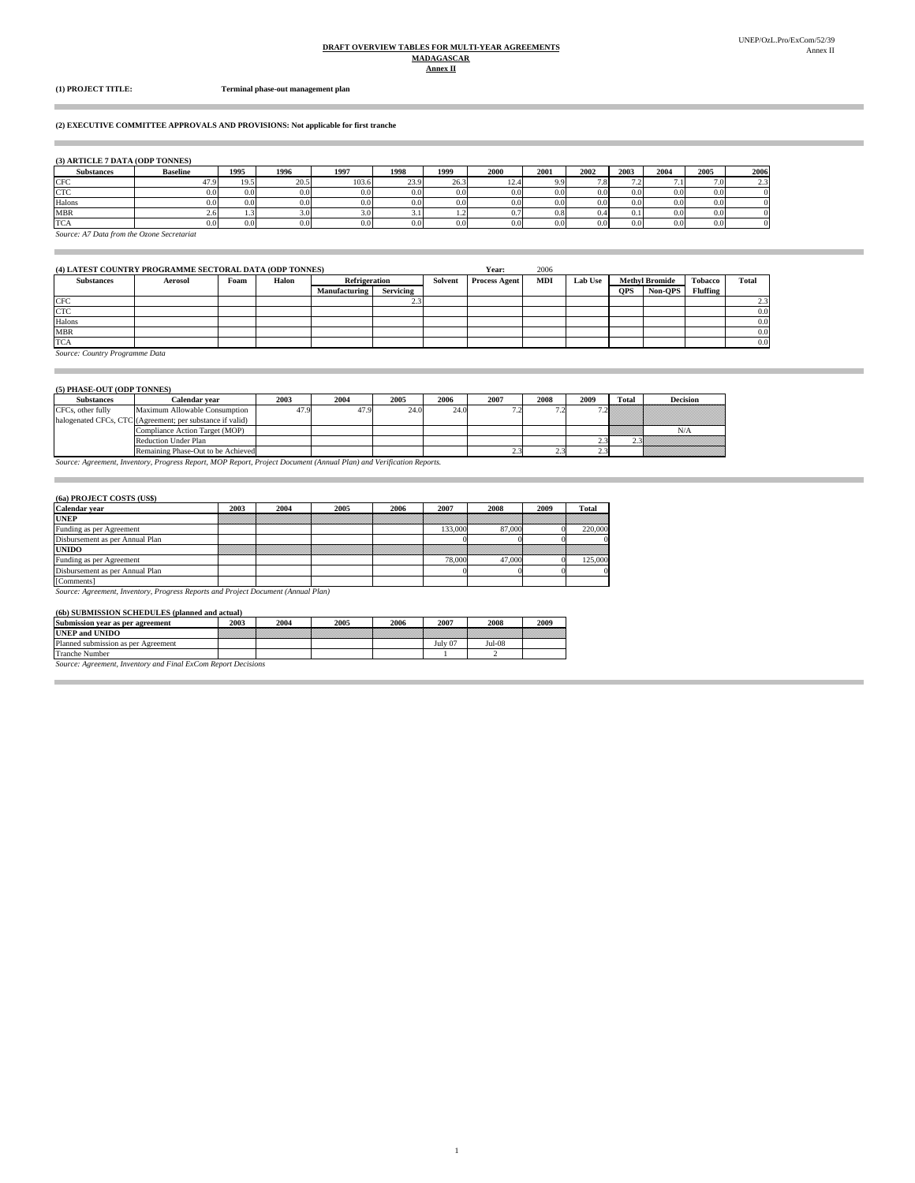**DRAFT OVERVIEW TABLES FOR MULTI-YEAR AGREEMENTS**
**MADAGASCAR**
**Annex II**

**(1) PROJECT TITLE:** **Terminal phase-out management plan**

**(2) EXECUTIVE COMMITTEE APPROVALS AND PROVISIONS: Not applicable for first tranche**

**(3) ARTICLE 7 DATA (ODP TONNES)**

| Substances | Baseline | 1995 | 1996 | 1997 | 1998 | 1999 | 2000 | 2001 | 2002 | 2003 | 2004 | 2005 | 2006 |
|---|---|---|---|---|---|---|---|---|---|---|---|---|---|
| CFC | 47.9 | 19.5 | 20.5 | 103.6 | 23.9 | 26.3 | 12.4 | 9.9 | 7.8 | 7.2 | 7.1 | 7.0 | 2.3 |
| CTC | 0.0 | 0.0 | 0.0 | 0.0 | 0.0 | 0.0 | 0.0 | 0.0 | 0.0 | 0.0 | 0.0 | 0.0 | 0 |
| Halons | 0.0 | 0.0 | 0.0 | 0.0 | 0.0 | 0.0 | 0.0 | 0.0 | 0.0 | 0.0 | 0.0 | 0.0 | 0 |
| MBR | 2.6 | 1.3 | 3.0 | 3.0 | 3.1 | 1.2 | 0.7 | 0.8 | 0.4 | 0.1 | 0.0 | 0.0 | 0 |
| TCA | 0.0 | 0.0 | 0.0 | 0.0 | 0.0 | 0.0 | 0.0 | 0.0 | 0.0 | 0.0 | 0.0 | 0.0 | 0 |

*Source: A7 Data from the Ozone Secretariat*

**(4) LATEST COUNTRY PROGRAMME SECTORAL DATA (ODP TONNES)** Year: 2006

| Substances | Aerosol | Foam | Halon | Refrigeration | | Solvent | Process Agent | MDI | Lab Use | Methyl Bromide | | Tobacco | Total |
|---|---|---|---|---|---|---|---|---|---|---|---|---|---|
| | | | | Manufacturing | Servicing | | | | | QPS | Non-QPS | Fluffing | |
| CFC | | | | | 2.3 | | | | | | | | 2.3 |
| CTC | | | | | | | | | | | | | 0.0 |
| Halons | | | | | | | | | | | | | 0.0 |
| MBR | | | | | | | | | | | | | 0.0 |
| TCA | | | | | | | | | | | | | 0.0 |

*Source: Country Programme Data*

**(5) PHASE-OUT (ODP TONNES)**

| Substances | Calendar year | 2003 | 2004 | 2005 | 2006 | 2007 | 2008 | 2009 | Total | Decision |
|---|---|---|---|---|---|---|---|---|---|---|
| CFCs, other fully halogenated CFCs, CTC | Maximum Allowable Consumption (Agreement; per substance if valid) | 47.9 | 47.9 | 24.0 | 24.0 | 7.2 | 7.2 | 7.2 | | |
| | Compliance Action Target (MOP) | | | | | | | | | N/A |
| | Reduction Under Plan | | | | | | | 2.3 | 2.3 | |
| | Remaining Phase-Out to be Achieved | | | | | 2.3 | 2.3 | 2.3 | | |

*Source: Agreement, Inventory, Progress Report, MOP Report, Project Document (Annual Plan) and Verification Reports.*

**(6a) PROJECT COSTS (US$)**

| Calendar year | 2003 | 2004 | 2005 | 2006 | 2007 | 2008 | 2009 | Total |
|---|---|---|---|---|---|---|---|---|
| **UNEP** | | | | | | | | |
| Funding as per Agreement | | | | | 133,000 | 87,000 | 0 | 220,000 |
| Disbursement as per Annual Plan | | | | | 0 | 0 | 0 | 0 |
| **UNIDO** | | | | | | | | |
| Funding as per Agreement | | | | | 78,000 | 47,000 | 0 | 125,000 |
| Disbursement as per Annual Plan | | | | | 0 | 0 | 0 | 0 |
| [Comments] | | | | | | | | |

*Source: Agreement, Inventory, Progress Reports and Project Document (Annual Plan)*

**(6b) SUBMISSION SCHEDULES (planned and actual)**

| Submission year as per agreement | 2003 | 2004 | 2005 | 2006 | 2007 | 2008 | 2009 |
|---|---|---|---|---|---|---|---|
| **UNEP and UNIDO** | | | | | | | |
| Planned submission as per Agreement | | | | | July 07 | Jul-08 | |
| Tranche Number | | | | | 1 | 2 | |

*Source: Agreement, Inventory and Final ExCom Report Decisions*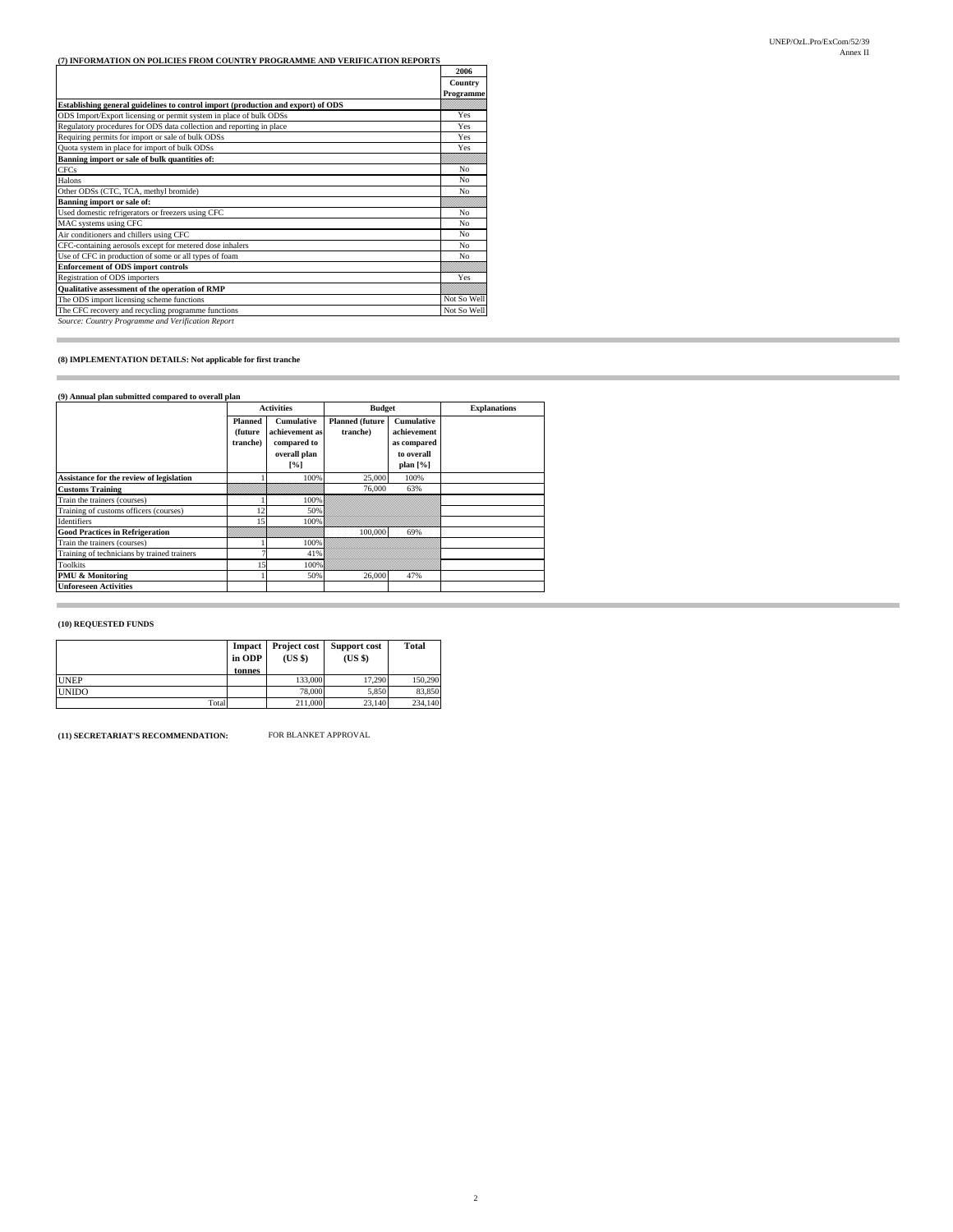**(7) INFORMATION ON POLICIES FROM COUNTRY PROGRAMME AND VERIFICATION REPORTS**

| | 2006 Country Programme |
|---|---|
| **Establishing general guidelines to control import (production and export) of ODS** | |
| ODS Import/Export licensing or permit system in place of bulk ODSs | Yes |
| Regulatory procedures for ODS data collection and reporting in place | Yes |
| Requiring permits for import or sale of bulk ODSs | Yes |
| Quota system in place for import of bulk ODSs | Yes |
| **Banning import or sale of bulk quantities of:** | |
| CFCs | No |
| Halons | No |
| Other ODSs (CTC, TCA, methyl bromide) | No |
| **Banning import or sale of:** | |
| Used domestic refrigerators or freezers using CFC | No |
| MAC systems using CFC | No |
| Air conditioners and chillers using CFC | No |
| CFC-containing aerosols except for metered dose inhalers | No |
| Use of CFC in production of some or all types of foam | No |
| **Enforcement of ODS import controls** | |
| Registration of ODS importers | Yes |
| **Qualitative assessment of the operation of RMP** | |
| The ODS import licensing scheme functions | Not So Well |
| The CFC recovery and recycling programme functions | Not So Well |

*Source: Country Programme and Verification Report*

**(8) IMPLEMENTATION DETAILS: Not applicable for first tranche**

**(9) Annual plan submitted compared to overall plan**

| | Activities | | Budget | | Explanations |
|---|---|---|---|---|---|
| | Planned (future tranche) | Cumulative achievement as compared to overall plan [%] | Planned (future tranche) | Cumulative achievement as compared to overall plan [%] | |
| **Assistance for the review of legislation** | 1 | 100% | 25,000 | 100% | |
| **Customs Training** | | | 76,000 | 63% | |
| Train the trainers (courses) | 1 | 100% | | | |
| Training of customs officers (courses) | 12 | 50% | | | |
| Identifiers | 15 | 100% | | | |
| **Good Practices in Refrigeration** | | | 100,000 | 69% | |
| Train the trainers (courses) | 1 | 100% | | | |
| Training of technicians by trained trainers | 7 | 41% | | | |
| Toolkits | 15 | 100% | | | |
| **PMU & Monitoring** | 1 | 50% | 26,000 | 47% | |
| **Unforeseen Activities** | | | | | |

**(10) REQUESTED FUNDS**

| | Impact in ODP tonnes | Project cost (US $) | Support cost (US $) | Total |
|---|---|---|---|---|
| UNEP | | 133,000 | 17,290 | 150,290 |
| UNIDO | | 78,000 | 5,850 | 83,850 |
| Total | | 211,000 | 23,140 | 234,140 |

**(11) SECRETARIAT'S RECOMMENDATION:** FOR BLANKET APPROVAL